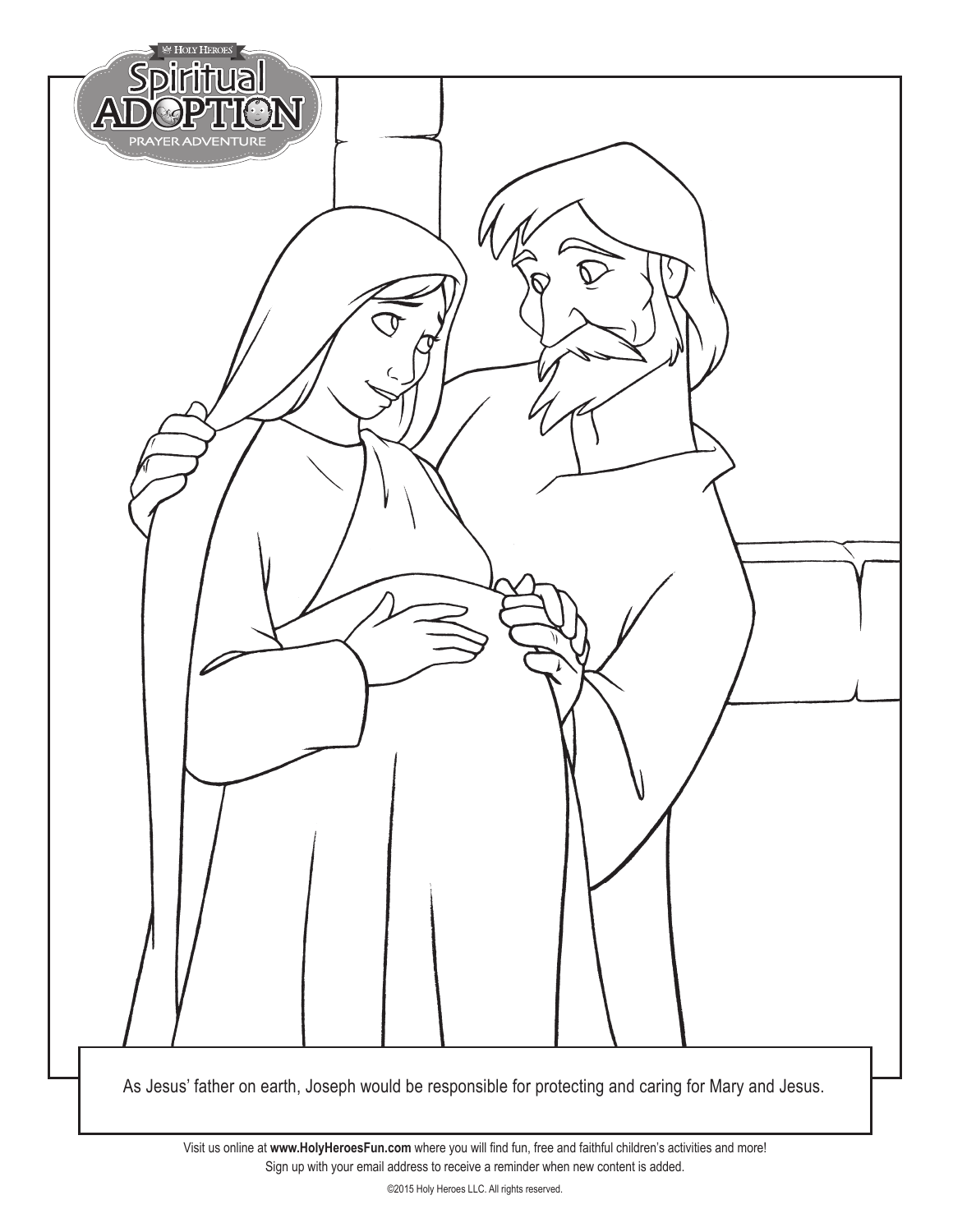As Jesus' father on earth, Joseph would be responsible for protecting and caring for Mary and Jesus.

Visit us online at **www.HolyHeroesFun.com** where you will find fun, free and faithful children's activities and more!
Sign up with your email address to receive a reminder when new content is added.

©2015 Holy Heroes LLC. All rights reserved.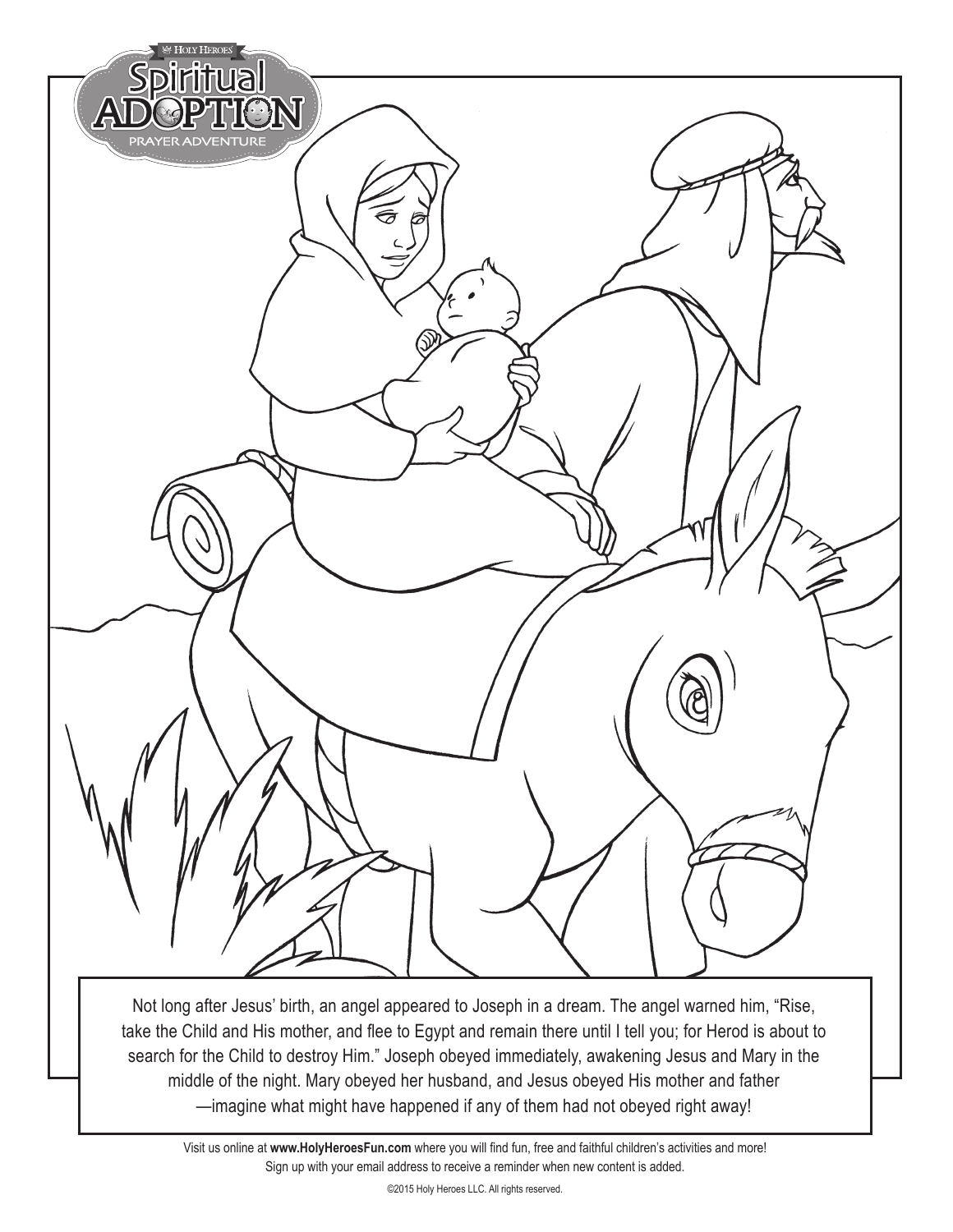Not long after Jesus' birth, an angel appeared to Joseph in a dream. The angel warned him, "Rise, take the Child and His mother, and flee to Egypt and remain there until I tell you; for Herod is about to search for the Child to destroy Him." Joseph obeyed immediately, awakening Jesus and Mary in the middle of the night. Mary obeyed her husband, and Jesus obeyed His mother and father —imagine what might have happened if any of them had not obeyed right away!

Visit us online at **www.HolyHeroesFun.com** where you will find fun, free and faithful children's activities and more! Sign up with your email address to receive a reminder when new content is added.

©2015 Holy Heroes LLC. All rights reserved.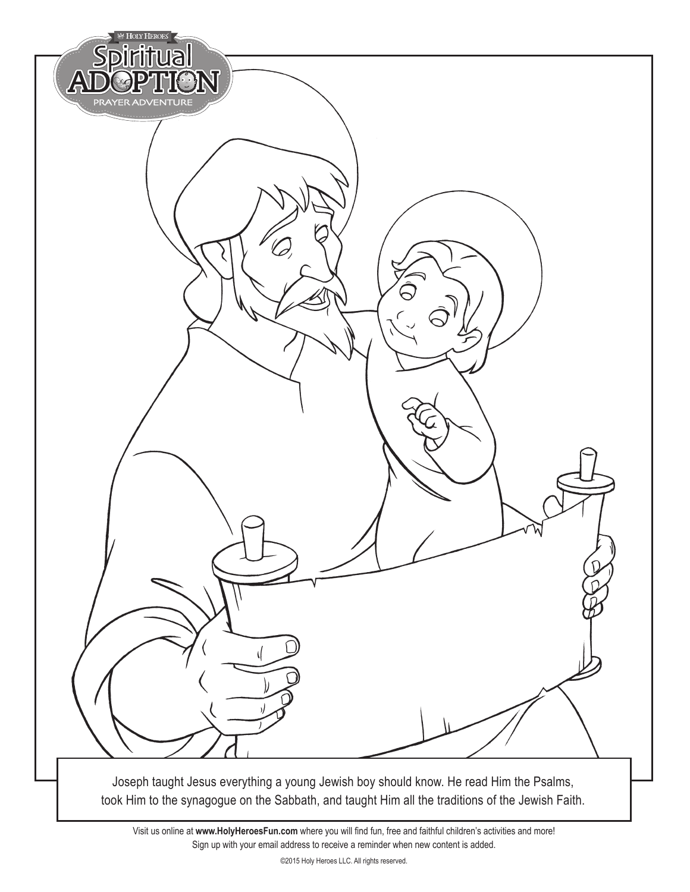Joseph taught Jesus everything a young Jewish boy should know. He read Him the Psalms, took Him to the synagogue on the Sabbath, and taught Him all the traditions of the Jewish Faith.

Visit us online at **www.HolyHeroesFun.com** where you will find fun, free and faithful children's activities and more! Sign up with your email address to receive a reminder when new content is added.

©2015 Holy Heroes LLC. All rights reserved.